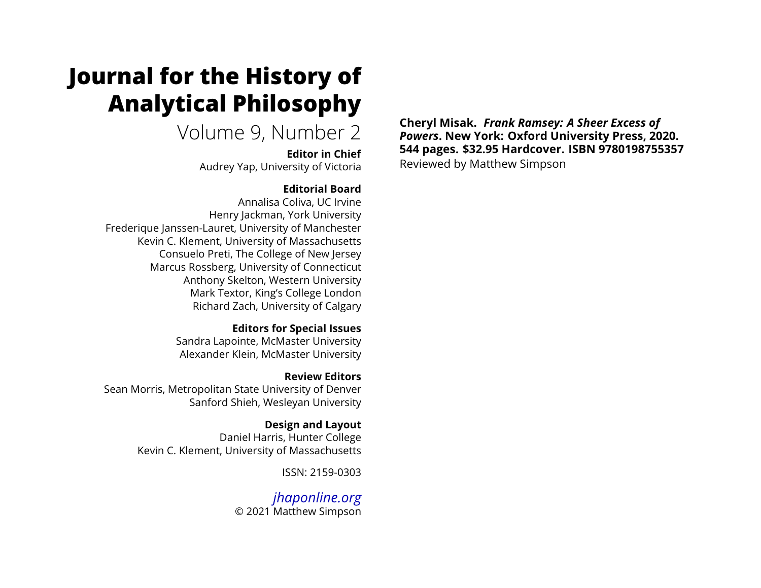# Journal for the History of Analytical Philosophy

Volume 9, Number 2

**Editor in Chief**
Audrey Yap, University of Victoria

**Editorial Board**
Annalisa Coliva, UC Irvine
Henry Jackman, York University
Frederique Janssen-Lauret, University of Manchester
Kevin C. Klement, University of Massachusetts
Consuelo Preti, The College of New Jersey
Marcus Rossberg, University of Connecticut
Anthony Skelton, Western University
Mark Textor, King's College London
Richard Zach, University of Calgary

**Editors for Special Issues**
Sandra Lapointe, McMaster University
Alexander Klein, McMaster University

**Review Editors**
Sean Morris, Metropolitan State University of Denver
Sanford Shieh, Wesleyan University

**Design and Layout**
Daniel Harris, Hunter College
Kevin C. Klement, University of Massachusetts

ISSN: 2159-0303

*jhaponline.org*
© 2021 Matthew Simpson

**Cheryl Misak. *Frank Ramsey: A Sheer Excess of Powers*. New York: Oxford University Press, 2020. 544 pages. $32.95 Hardcover. ISBN 9780198755357**
Reviewed by Matthew Simpson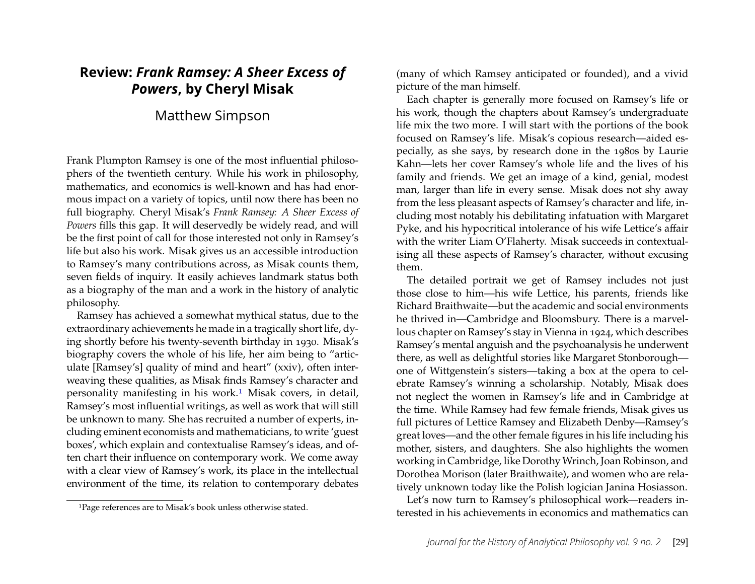# Review: *Frank Ramsey: A Sheer Excess of Powers*, by Cheryl Misak

Matthew Simpson

Frank Plumpton Ramsey is one of the most influential philosophers of the twentieth century. While his work in philosophy, mathematics, and economics is well-known and has had enormous impact on a variety of topics, until now there has been no full biography. Cheryl Misak's *Frank Ramsey: A Sheer Excess of Powers* fills this gap. It will deservedly be widely read, and will be the first point of call for those interested not only in Ramsey's life but also his work. Misak gives us an accessible introduction to Ramsey's many contributions across, as Misak counts them, seven fields of inquiry. It easily achieves landmark status both as a biography of the man and a work in the history of analytic philosophy.

Ramsey has achieved a somewhat mythical status, due to the extraordinary achievements he made in a tragically short life, dying shortly before his twenty-seventh birthday in 1930. Misak's biography covers the whole of his life, her aim being to "articulate [Ramsey's] quality of mind and heart" (xxiv), often interweaving these qualities, as Misak finds Ramsey's character and personality manifesting in his work.[1] Misak covers, in detail, Ramsey's most influential writings, as well as work that will still be unknown to many. She has recruited a number of experts, including eminent economists and mathematicians, to write 'guest boxes', which explain and contextualise Ramsey's ideas, and often chart their influence on contemporary work. We come away with a clear view of Ramsey's work, its place in the intellectual environment of the time, its relation to contemporary debates (many of which Ramsey anticipated or founded), and a vivid picture of the man himself.

Each chapter is generally more focused on Ramsey's life or his work, though the chapters about Ramsey's undergraduate life mix the two more. I will start with the portions of the book focused on Ramsey's life. Misak's copious research—aided especially, as she says, by research done in the 1980s by Laurie Kahn—lets her cover Ramsey's whole life and the lives of his family and friends. We get an image of a kind, genial, modest man, larger than life in every sense. Misak does not shy away from the less pleasant aspects of Ramsey's character and life, including most notably his debilitating infatuation with Margaret Pyke, and his hypocritical intolerance of his wife Lettice's affair with the writer Liam O'Flaherty. Misak succeeds in contextualising all these aspects of Ramsey's character, without excusing them.

The detailed portrait we get of Ramsey includes not just those close to him—his wife Lettice, his parents, friends like Richard Braithwaite—but the academic and social environments he thrived in—Cambridge and Bloomsbury. There is a marvellous chapter on Ramsey's stay in Vienna in 1924, which describes Ramsey's mental anguish and the psychoanalysis he underwent there, as well as delightful stories like Margaret Stonborough—one of Wittgenstein's sisters—taking a box at the opera to celebrate Ramsey's winning a scholarship. Notably, Misak does not neglect the women in Ramsey's life and in Cambridge at the time. While Ramsey had few female friends, Misak gives us full pictures of Lettice Ramsey and Elizabeth Denby—Ramsey's great loves—and the other female figures in his life including his mother, sisters, and daughters. She also highlights the women working in Cambridge, like Dorothy Wrinch, Joan Robinson, and Dorothea Morison (later Braithwaite), and women who are relatively unknown today like the Polish logician Janina Hosiasson.

Let's now turn to Ramsey's philosophical work—readers interested in his achievements in economics and mathematics can

[1] Page references are to Misak's book unless otherwise stated.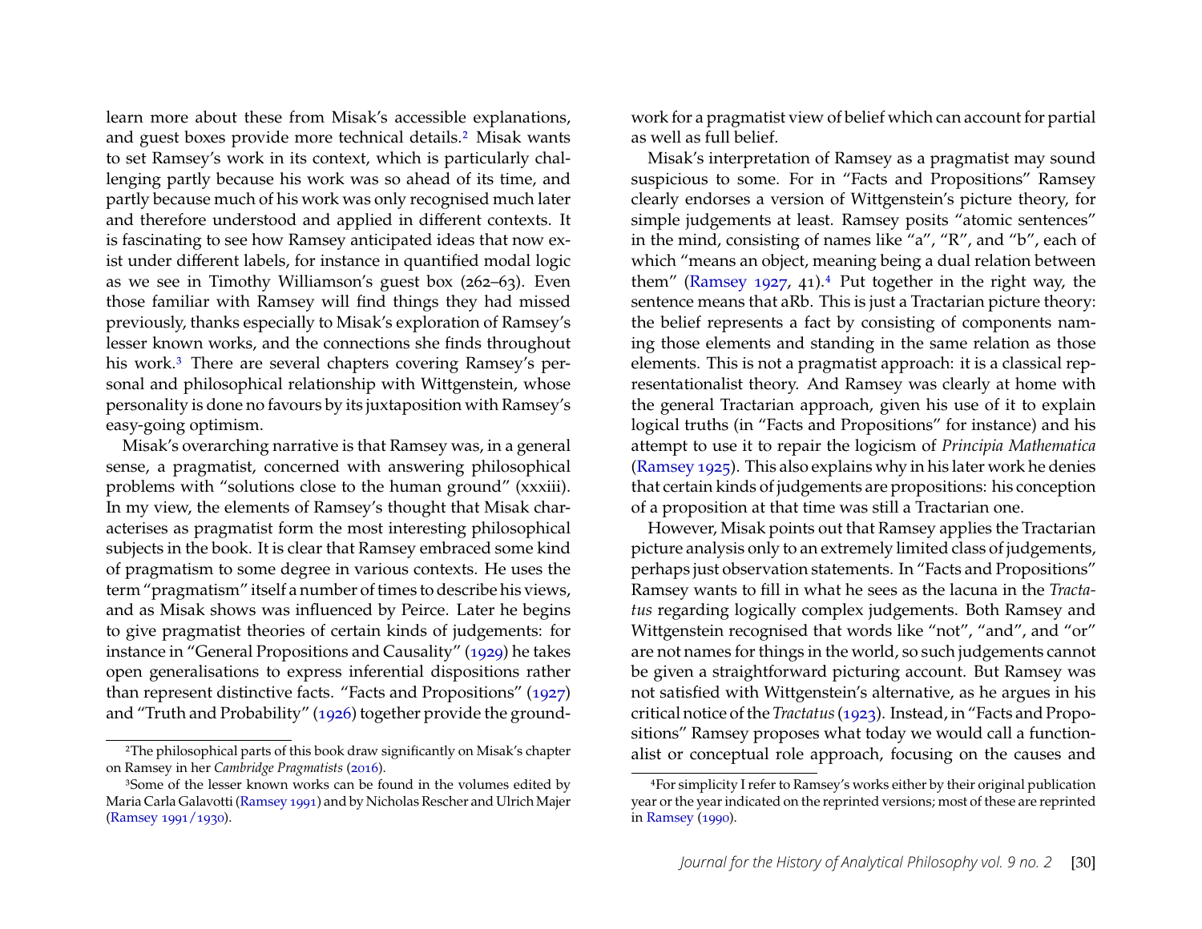learn more about these from Misak's accessible explanations, and guest boxes provide more technical details.[2] Misak wants to set Ramsey's work in its context, which is particularly challenging partly because his work was so ahead of its time, and partly because much of his work was only recognised much later and therefore understood and applied in different contexts. It is fascinating to see how Ramsey anticipated ideas that now exist under different labels, for instance in quantified modal logic as we see in Timothy Williamson's guest box (262–63). Even those familiar with Ramsey will find things they had missed previously, thanks especially to Misak's exploration of Ramsey's lesser known works, and the connections she finds throughout his work.[3] There are several chapters covering Ramsey's personal and philosophical relationship with Wittgenstein, whose personality is done no favours by its juxtaposition with Ramsey's easy-going optimism.

Misak's overarching narrative is that Ramsey was, in a general sense, a pragmatist, concerned with answering philosophical problems with "solutions close to the human ground" (xxxiii). In my view, the elements of Ramsey's thought that Misak characterises as pragmatist form the most interesting philosophical subjects in the book. It is clear that Ramsey embraced some kind of pragmatism to some degree in various contexts. He uses the term "pragmatism" itself a number of times to describe his views, and as Misak shows was influenced by Peirce. Later he begins to give pragmatist theories of certain kinds of judgements: for instance in "General Propositions and Causality" (1929) he takes open generalisations to express inferential dispositions rather than represent distinctive facts. "Facts and Propositions" (1927) and "Truth and Probability" (1926) together provide the groundwork for a pragmatist view of belief which can account for partial as well as full belief.

Misak's interpretation of Ramsey as a pragmatist may sound suspicious to some. For in "Facts and Propositions" Ramsey clearly endorses a version of Wittgenstein's picture theory, for simple judgements at least. Ramsey posits "atomic sentences" in the mind, consisting of names like "a", "R", and "b", each of which "means an object, meaning being a dual relation between them" (Ramsey 1927, 41).[4] Put together in the right way, the sentence means that aRb. This is just a Tractarian picture theory: the belief represents a fact by consisting of components naming those elements and standing in the same relation as those elements. This is not a pragmatist approach: it is a classical representationalist theory. And Ramsey was clearly at home with the general Tractarian approach, given his use of it to explain logical truths (in "Facts and Propositions" for instance) and his attempt to use it to repair the logicism of *Principia Mathematica* (Ramsey 1925). This also explains why in his later work he denies that certain kinds of judgements are propositions: his conception of a proposition at that time was still a Tractarian one.

However, Misak points out that Ramsey applies the Tractarian picture analysis only to an extremely limited class of judgements, perhaps just observation statements. In "Facts and Propositions" Ramsey wants to fill in what he sees as the lacuna in the *Tractatus* regarding logically complex judgements. Both Ramsey and Wittgenstein recognised that words like "not", "and", and "or" are not names for things in the world, so such judgements cannot be given a straightforward picturing account. But Ramsey was not satisfied with Wittgenstein's alternative, as he argues in his critical notice of the *Tractatus* (1923). Instead, in "Facts and Propositions" Ramsey proposes what today we would call a functionalist or conceptual role approach, focusing on the causes and

[2] The philosophical parts of this book draw significantly on Misak's chapter on Ramsey in her *Cambridge Pragmatists* (2016).

[3] Some of the lesser known works can be found in the volumes edited by Maria Carla Galavotti (Ramsey 1991) and by Nicholas Rescher and Ulrich Majer (Ramsey 1991/1930).

[4] For simplicity I refer to Ramsey's works either by their original publication year or the year indicated on the reprinted versions; most of these are reprinted in Ramsey (1990).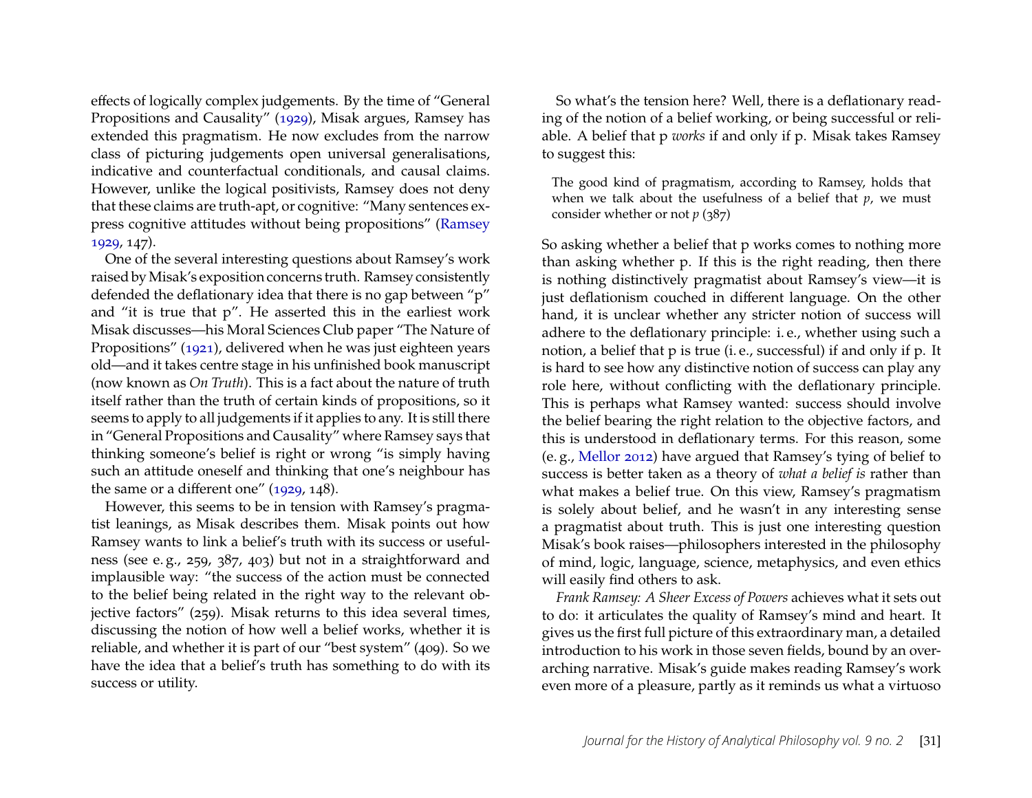effects of logically complex judgements. By the time of "General Propositions and Causality" (1929), Misak argues, Ramsey has extended this pragmatism. He now excludes from the narrow class of picturing judgements open universal generalisations, indicative and counterfactual conditionals, and causal claims. However, unlike the logical positivists, Ramsey does not deny that these claims are truth-apt, or cognitive: "Many sentences express cognitive attitudes without being propositions" (Ramsey 1929, 147).

One of the several interesting questions about Ramsey's work raised by Misak's exposition concerns truth. Ramsey consistently defended the deflationary idea that there is no gap between "p" and "it is true that p". He asserted this in the earliest work Misak discusses—his Moral Sciences Club paper "The Nature of Propositions" (1921), delivered when he was just eighteen years old—and it takes centre stage in his unfinished book manuscript (now known as *On Truth*). This is a fact about the nature of truth itself rather than the truth of certain kinds of propositions, so it seems to apply to all judgements if it applies to any. It is still there in "General Propositions and Causality" where Ramsey says that thinking someone's belief is right or wrong "is simply having such an attitude oneself and thinking that one's neighbour has the same or a different one" (1929, 148).

However, this seems to be in tension with Ramsey's pragmatist leanings, as Misak describes them. Misak points out how Ramsey wants to link a belief's truth with its success or usefulness (see e. g., 259, 387, 403) but not in a straightforward and implausible way: "the success of the action must be connected to the belief being related in the right way to the relevant objective factors" (259). Misak returns to this idea several times, discussing the notion of how well a belief works, whether it is reliable, and whether it is part of our "best system" (409). So we have the idea that a belief's truth has something to do with its success or utility.

So what's the tension here? Well, there is a deflationary reading of the notion of a belief working, or being successful or reliable. A belief that p *works* if and only if p. Misak takes Ramsey to suggest this:

> The good kind of pragmatism, according to Ramsey, holds that when we talk about the usefulness of a belief that *p*, we must consider whether or not *p* (387)

So asking whether a belief that p works comes to nothing more than asking whether p. If this is the right reading, then there is nothing distinctively pragmatist about Ramsey's view—it is just deflationism couched in different language. On the other hand, it is unclear whether any stricter notion of success will adhere to the deflationary principle: i. e., whether using such a notion, a belief that p is true (i. e., successful) if and only if p. It is hard to see how any distinctive notion of success can play any role here, without conflicting with the deflationary principle. This is perhaps what Ramsey wanted: success should involve the belief bearing the right relation to the objective factors, and this is understood in deflationary terms. For this reason, some (e. g., Mellor 2012) have argued that Ramsey's tying of belief to success is better taken as a theory of *what a belief is* rather than what makes a belief true. On this view, Ramsey's pragmatism is solely about belief, and he wasn't in any interesting sense a pragmatist about truth. This is just one interesting question Misak's book raises—philosophers interested in the philosophy of mind, logic, language, science, metaphysics, and even ethics will easily find others to ask.

*Frank Ramsey: A Sheer Excess of Powers* achieves what it sets out to do: it articulates the quality of Ramsey's mind and heart. It gives us the first full picture of this extraordinary man, a detailed introduction to his work in those seven fields, bound by an overarching narrative. Misak's guide makes reading Ramsey's work even more of a pleasure, partly as it reminds us what a virtuoso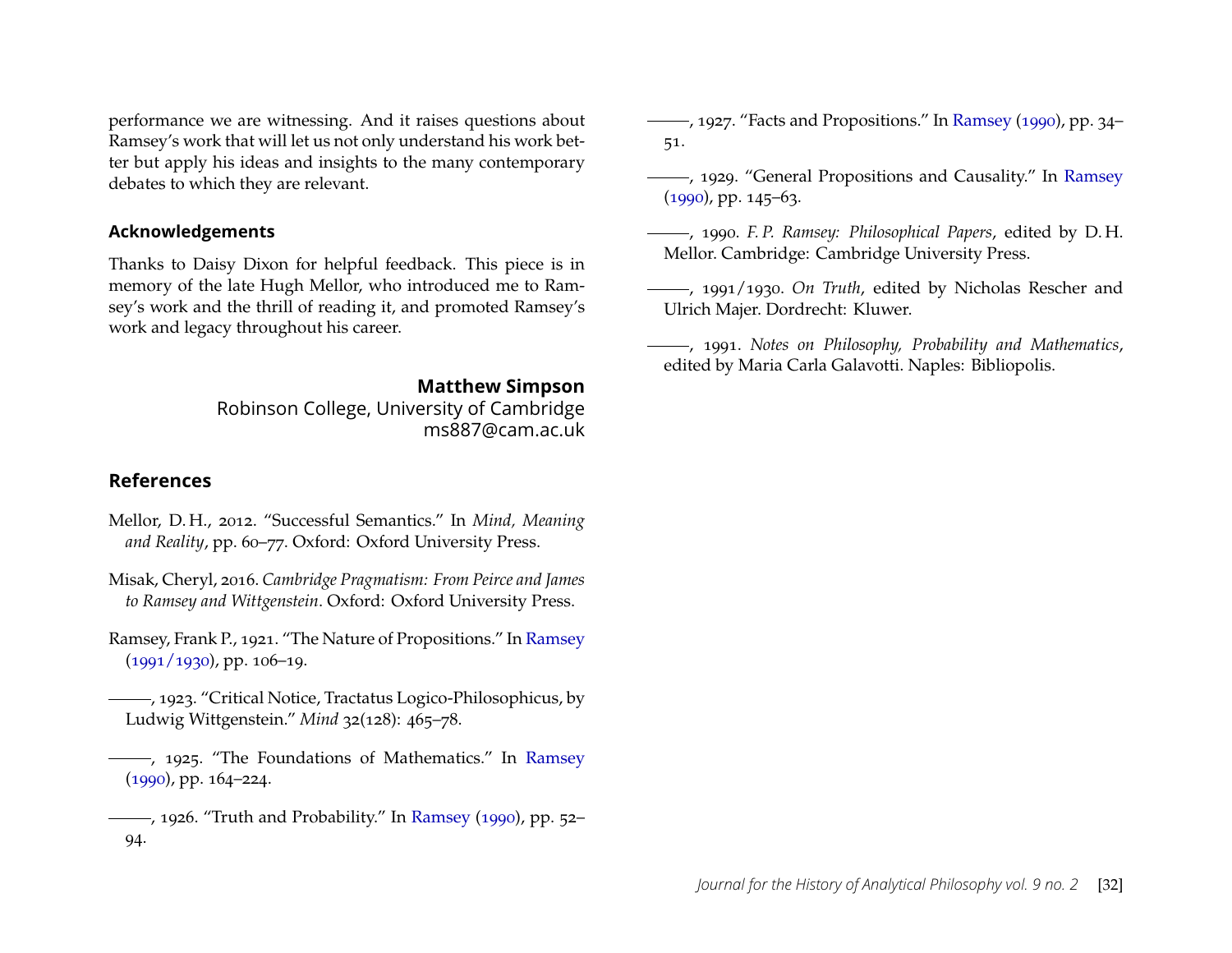performance we are witnessing. And it raises questions about Ramsey's work that will let us not only understand his work better but apply his ideas and insights to the many contemporary debates to which they are relevant.

### Acknowledgements

Thanks to Daisy Dixon for helpful feedback. This piece is in memory of the late Hugh Mellor, who introduced me to Ramsey's work and the thrill of reading it, and promoted Ramsey's work and legacy throughout his career.

**Matthew Simpson**
Robinson College, University of Cambridge
ms887@cam.ac.uk

## References

Mellor, D. H., 2012. "Successful Semantics." In *Mind, Meaning and Reality*, pp. 60–77. Oxford: Oxford University Press.

Misak, Cheryl, 2016. *Cambridge Pragmatism: From Peirce and James to Ramsey and Wittgenstein*. Oxford: Oxford University Press.

Ramsey, Frank P., 1921. "The Nature of Propositions." In Ramsey (1991/1930), pp. 106–19.

———, 1923. "Critical Notice, Tractatus Logico-Philosophicus, by Ludwig Wittgenstein." *Mind* 32(128): 465–78.

———, 1925. "The Foundations of Mathematics." In Ramsey (1990), pp. 164–224.

———, 1926. "Truth and Probability." In Ramsey (1990), pp. 52–94.

———, 1927. "Facts and Propositions." In Ramsey (1990), pp. 34–51.

———, 1929. "General Propositions and Causality." In Ramsey (1990), pp. 145–63.

———, 1990. *F. P. Ramsey: Philosophical Papers*, edited by D. H. Mellor. Cambridge: Cambridge University Press.

———, 1991/1930. *On Truth*, edited by Nicholas Rescher and Ulrich Majer. Dordrecht: Kluwer.

———, 1991. *Notes on Philosophy, Probability and Mathematics*, edited by Maria Carla Galavotti. Naples: Bibliopolis.